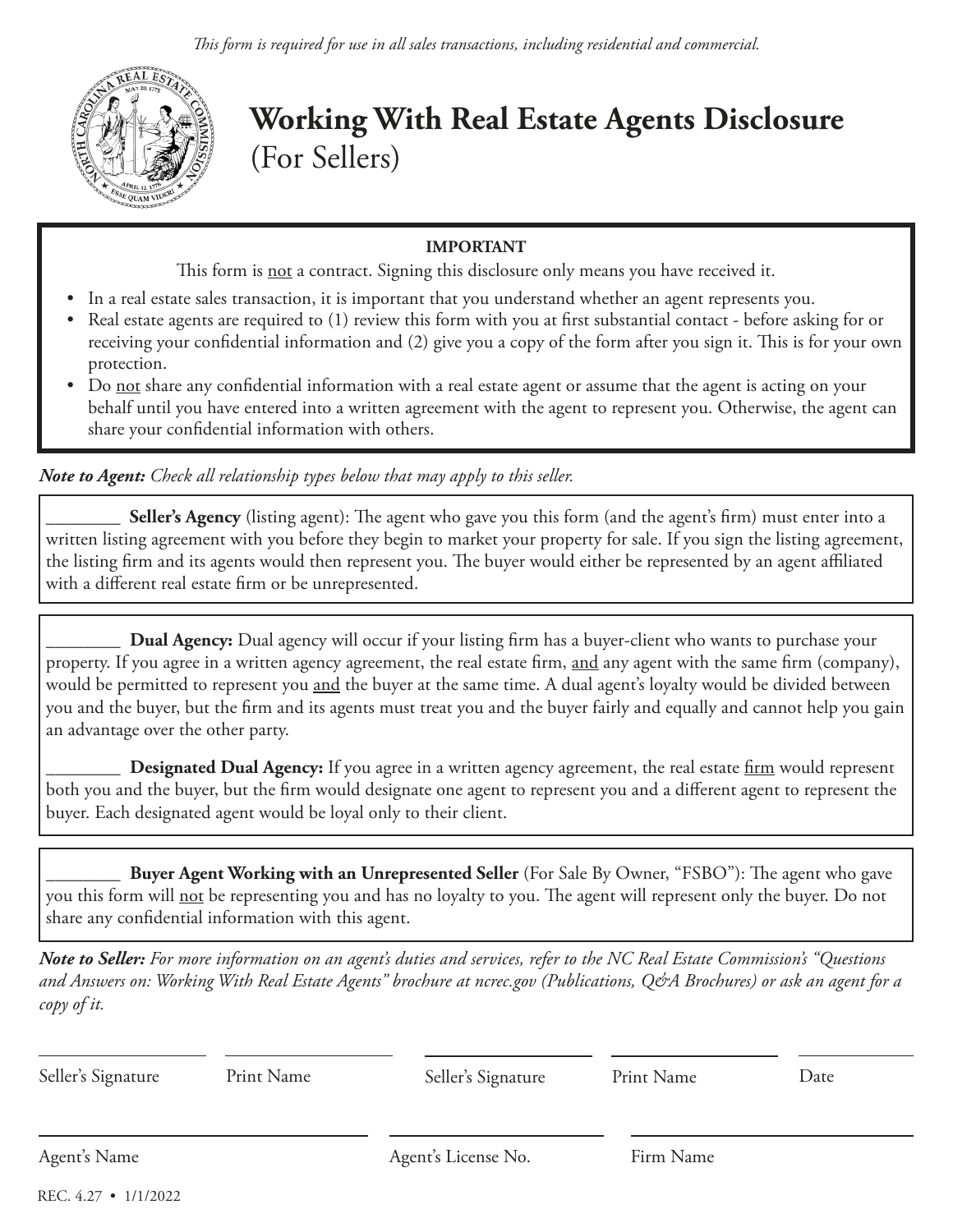*This form is required for use in all sales transactions, including residential and commercial.*

# Working With Real Estate Agents Disclosure
(For Sellers)

**IMPORTANT**

This form is not a contract. Signing this disclosure only means you have received it.

- In a real estate sales transaction, it is important that you understand whether an agent represents you.
- Real estate agents are required to (1) review this form with you at first substantial contact - before asking for or receiving your confidential information and (2) give you a copy of the form after you sign it. This is for your own protection.
- Do not share any confidential information with a real estate agent or assume that the agent is acting on your behalf until you have entered into a written agreement with the agent to represent you. Otherwise, the agent can share your confidential information with others.

***Note to Agent:*** *Check all relationship types below that may apply to this seller.*

________ **Seller's Agency** (listing agent): The agent who gave you this form (and the agent's firm) must enter into a written listing agreement with you before they begin to market your property for sale. If you sign the listing agreement, the listing firm and its agents would then represent you. The buyer would either be represented by an agent affiliated with a different real estate firm or be unrepresented.

________ **Dual Agency:** Dual agency will occur if your listing firm has a buyer-client who wants to purchase your property. If you agree in a written agency agreement, the real estate firm, and any agent with the same firm (company), would be permitted to represent you and the buyer at the same time. A dual agent's loyalty would be divided between you and the buyer, but the firm and its agents must treat you and the buyer fairly and equally and cannot help you gain an advantage over the other party.

________ **Designated Dual Agency:** If you agree in a written agency agreement, the real estate firm would represent both you and the buyer, but the firm would designate one agent to represent you and a different agent to represent the buyer. Each designated agent would be loyal only to their client.

________ **Buyer Agent Working with an Unrepresented Seller** (For Sale By Owner, "FSBO"): The agent who gave you this form will not be representing you and has no loyalty to you. The agent will represent only the buyer. Do not share any confidential information with this agent.

***Note to Seller:*** *For more information on an agent's duties and services, refer to the NC Real Estate Commission's "Questions and Answers on: Working With Real Estate Agents" brochure at ncrec.gov (Publications, Q&A Brochures) or ask an agent for a copy of it.*

| Seller's Signature | Print Name | Seller's Signature | Print Name | Date |
|---|---|---|---|---|
| | | | | |

| Agent's Name | Agent's License No. | Firm Name |
|---|---|---|
| | | |

REC. 4.27 • 1/1/2022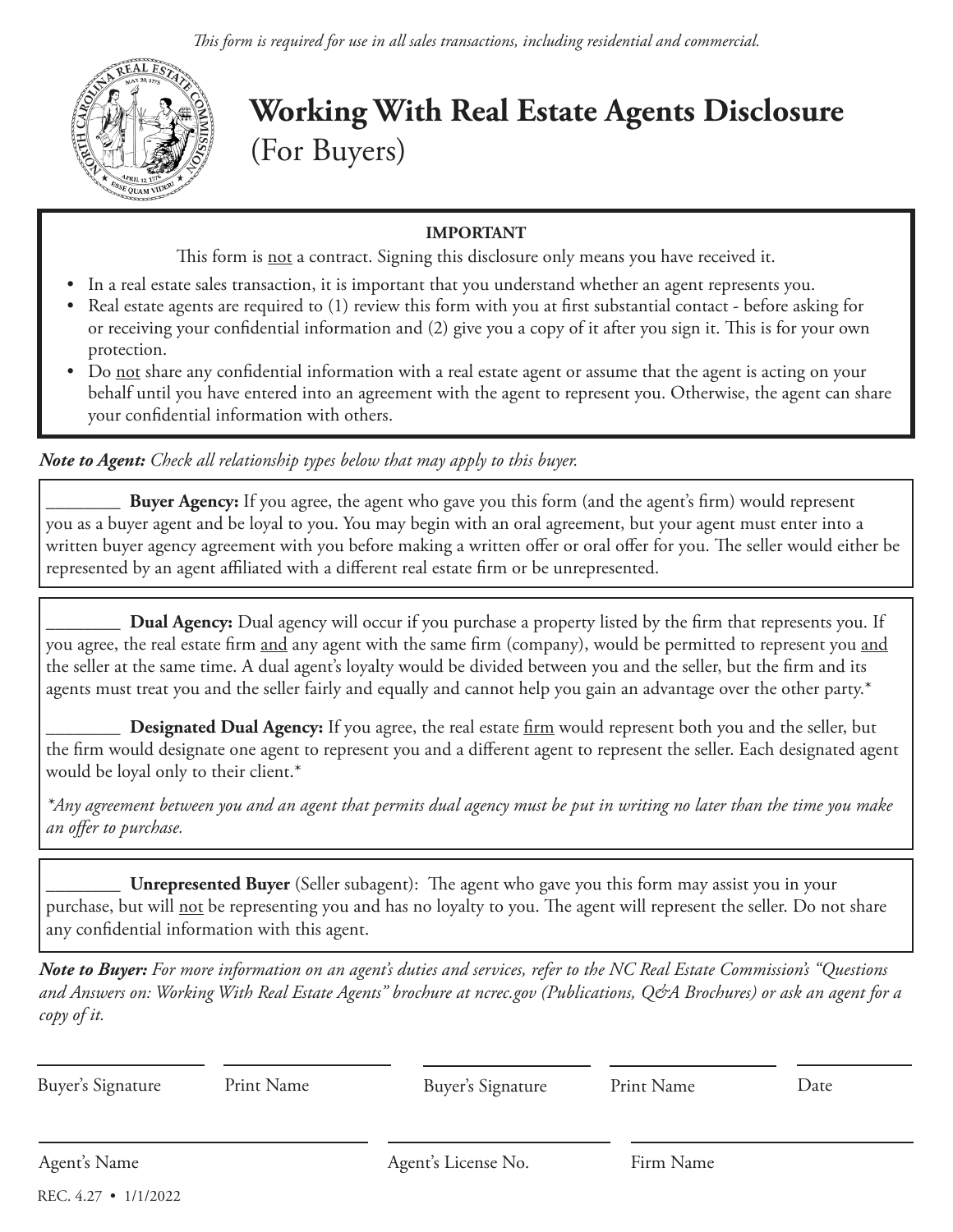*This form is required for use in all sales transactions, including residential and commercial.*

# Working With Real Estate Agents Disclosure
(For Buyers)

**IMPORTANT**

This form is not a contract. Signing this disclosure only means you have received it.

- In a real estate sales transaction, it is important that you understand whether an agent represents you.
- Real estate agents are required to (1) review this form with you at first substantial contact - before asking for or receiving your confidential information and (2) give you a copy of it after you sign it. This is for your own protection.
- Do not share any confidential information with a real estate agent or assume that the agent is acting on your behalf until you have entered into an agreement with the agent to represent you. Otherwise, the agent can share your confidential information with others.

***Note to Agent:*** *Check all relationship types below that may apply to this buyer.*

________ **Buyer Agency:** If you agree, the agent who gave you this form (and the agent's firm) would represent you as a buyer agent and be loyal to you. You may begin with an oral agreement, but your agent must enter into a written buyer agency agreement with you before making a written offer or oral offer for you. The seller would either be represented by an agent affiliated with a different real estate firm or be unrepresented.

________ **Dual Agency:** Dual agency will occur if you purchase a property listed by the firm that represents you. If you agree, the real estate firm and any agent with the same firm (company), would be permitted to represent you and the seller at the same time. A dual agent's loyalty would be divided between you and the seller, but the firm and its agents must treat you and the seller fairly and equally and cannot help you gain an advantage over the other party.*

________ **Designated Dual Agency:** If you agree, the real estate firm would represent both you and the seller, but the firm would designate one agent to represent you and a different agent to represent the seller. Each designated agent would be loyal only to their client.*

*\*Any agreement between you and an agent that permits dual agency must be put in writing no later than the time you make an offer to purchase.*

________ **Unrepresented Buyer** (Seller subagent): The agent who gave you this form may assist you in your purchase, but will not be representing you and has no loyalty to you. The agent will represent the seller. Do not share any confidential information with this agent.

***Note to Buyer:*** *For more information on an agent's duties and services, refer to the NC Real Estate Commission's "Questions and Answers on: Working With Real Estate Agents" brochure at ncrec.gov (Publications, Q&A Brochures) or ask an agent for a copy of it.*

| | | | | |
|---|---|---|---|---|
| Buyer's Signature | Print Name | Buyer's Signature | Print Name | Date |

| | | |
|---|---|---|
| Agent's Name | Agent's License No. | Firm Name |

REC. 4.27 • 1/1/2022